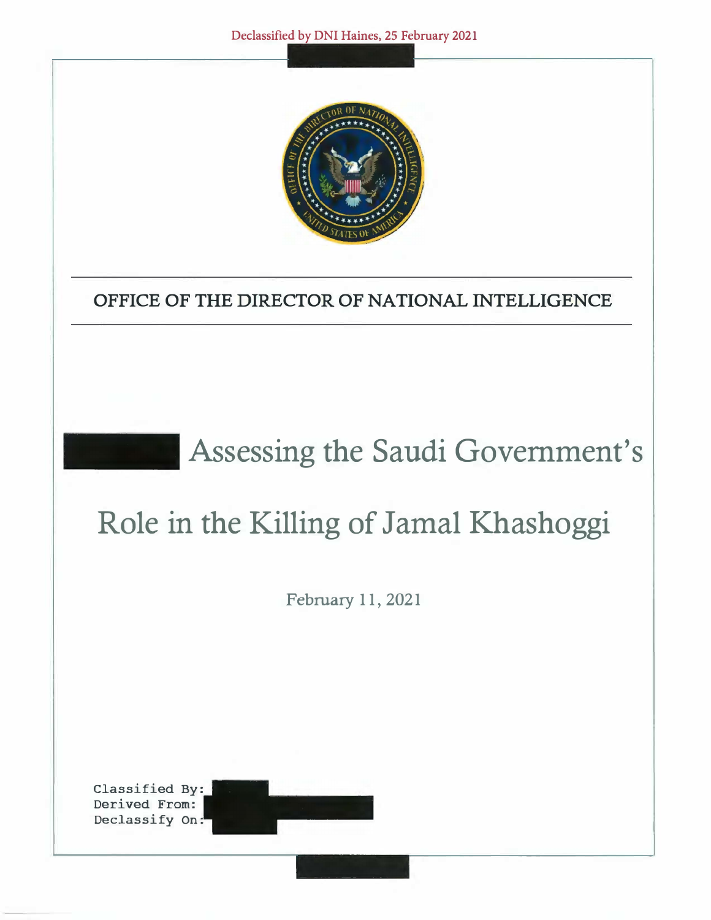Declassified by DNI Haines, 25 February 2021

## OFFICE OF THE DIRECTOR OF NATIONAL INTELLIGENCE

# Assessing the Saudi Government's Role in the Killing of Jamal Khashoggi

February 11, 2021

Classified By:
Derived From:
Declassify On: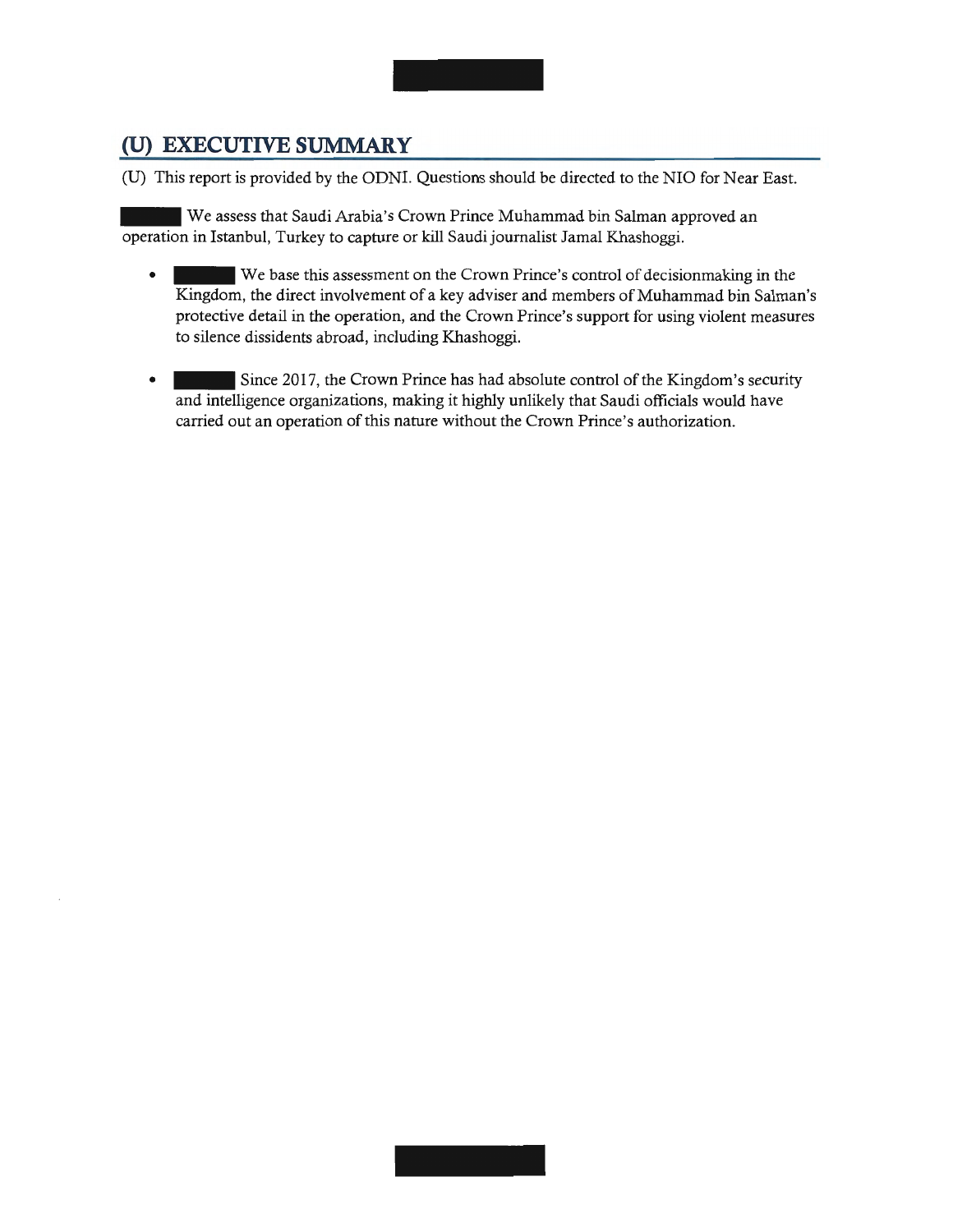## (U) EXECUTIVE SUMMARY

(U) This report is provided by the ODNI. Questions should be directed to the NIO for Near East.

We assess that Saudi Arabia's Crown Prince Muhammad bin Salman approved an operation in Istanbul, Turkey to capture or kill Saudi journalist Jamal Khashoggi.

- We base this assessment on the Crown Prince's control of decisionmaking in the Kingdom, the direct involvement of a key adviser and members of Muhammad bin Salman's protective detail in the operation, and the Crown Prince's support for using violent measures to silence dissidents abroad, including Khashoggi.

- Since 2017, the Crown Prince has had absolute control of the Kingdom's security and intelligence organizations, making it highly unlikely that Saudi officials would have carried out an operation of this nature without the Crown Prince's authorization.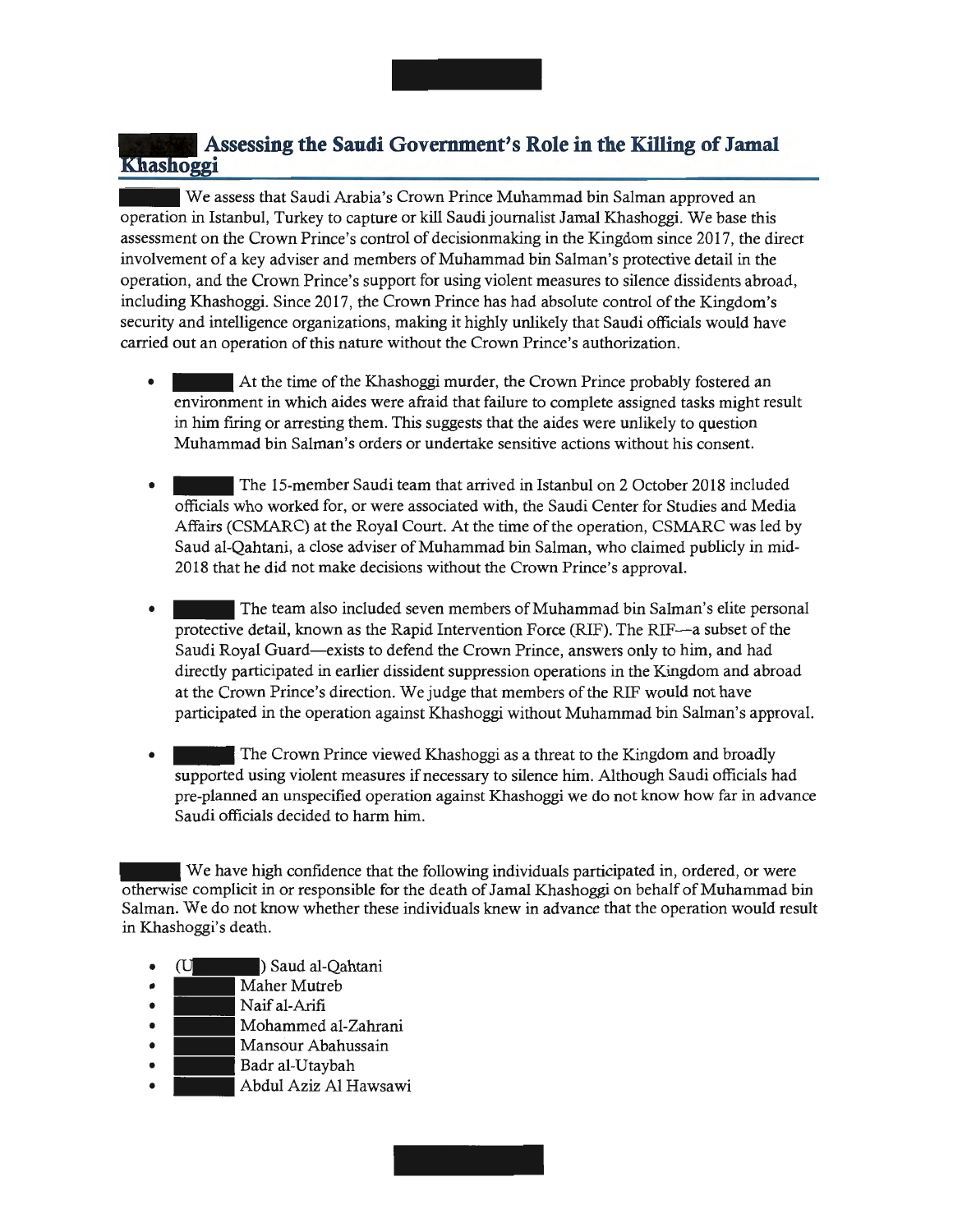## Assessing the Saudi Government's Role in the Killing of Jamal Khashoggi

We assess that Saudi Arabia's Crown Prince Muhammad bin Salman approved an operation in Istanbul, Turkey to capture or kill Saudi journalist Jamal Khashoggi. We base this assessment on the Crown Prince's control of decisionmaking in the Kingdom since 2017, the direct involvement of a key adviser and members of Muhammad bin Salman's protective detail in the operation, and the Crown Prince's support for using violent measures to silence dissidents abroad, including Khashoggi. Since 2017, the Crown Prince has had absolute control of the Kingdom's security and intelligence organizations, making it highly unlikely that Saudi officials would have carried out an operation of this nature without the Crown Prince's authorization.

- At the time of the Khashoggi murder, the Crown Prince probably fostered an environment in which aides were afraid that failure to complete assigned tasks might result in him firing or arresting them. This suggests that the aides were unlikely to question Muhammad bin Salman's orders or undertake sensitive actions without his consent.
- The 15-member Saudi team that arrived in Istanbul on 2 October 2018 included officials who worked for, or were associated with, the Saudi Center for Studies and Media Affairs (CSMARC) at the Royal Court. At the time of the operation, CSMARC was led by Saud al-Qahtani, a close adviser of Muhammad bin Salman, who claimed publicly in mid-2018 that he did not make decisions without the Crown Prince's approval.
- The team also included seven members of Muhammad bin Salman's elite personal protective detail, known as the Rapid Intervention Force (RIF). The RIF—a subset of the Saudi Royal Guard—exists to defend the Crown Prince, answers only to him, and had directly participated in earlier dissident suppression operations in the Kingdom and abroad at the Crown Prince's direction. We judge that members of the RIF would not have participated in the operation against Khashoggi without Muhammad bin Salman's approval.
- The Crown Prince viewed Khashoggi as a threat to the Kingdom and broadly supported using violent measures if necessary to silence him. Although Saudi officials had pre-planned an unspecified operation against Khashoggi we do not know how far in advance Saudi officials decided to harm him.

We have high confidence that the following individuals participated in, ordered, or were otherwise complicit in or responsible for the death of Jamal Khashoggi on behalf of Muhammad bin Salman. We do not know whether these individuals knew in advance that the operation would result in Khashoggi's death.

- (U) Saud al-Qahtani
- Maher Mutreb
- Naif al-Arifi
- Mohammed al-Zahrani
- Mansour Abahussain
- Badr al-Utaybah
- Abdul Aziz Al Hawsawi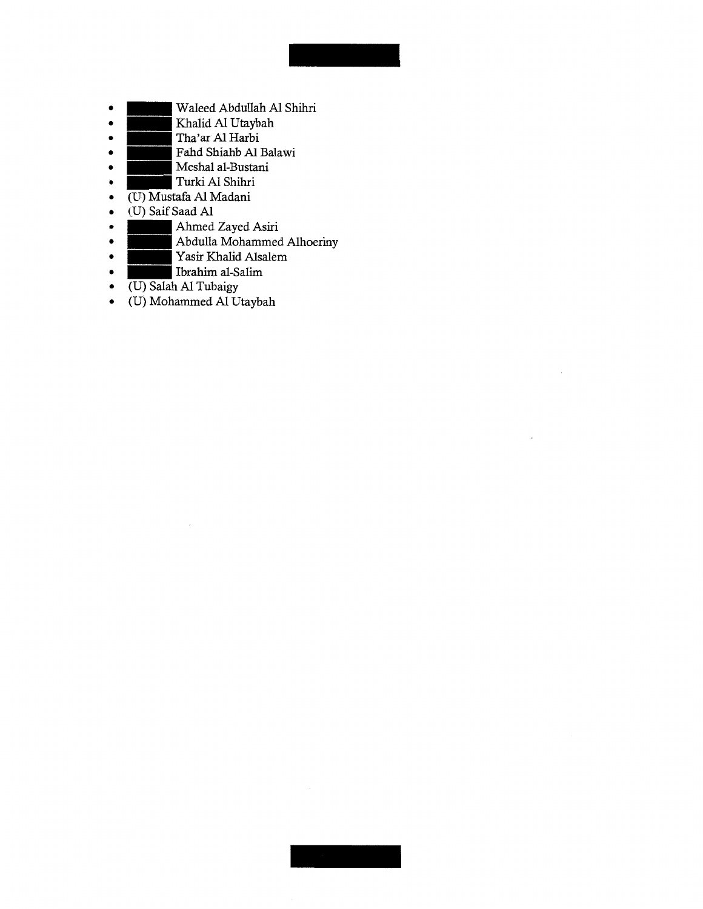- Waleed Abdullah Al Shihri
- Khalid Al Utaybah
- Tha'ar Al Harbi
- Fahd Shiahb Al Balawi
- Meshal al-Bustani
- Turki Al Shihri
- (U) Mustafa Al Madani
- (U) Saif Saad Al
- Ahmed Zayed Asiri
- Abdulla Mohammed Alhoeriny
- Yasir Khalid Alsalem
- Ibrahim al-Salim
- (U) Salah Al Tubaigy
- (U) Mohammed Al Utaybah